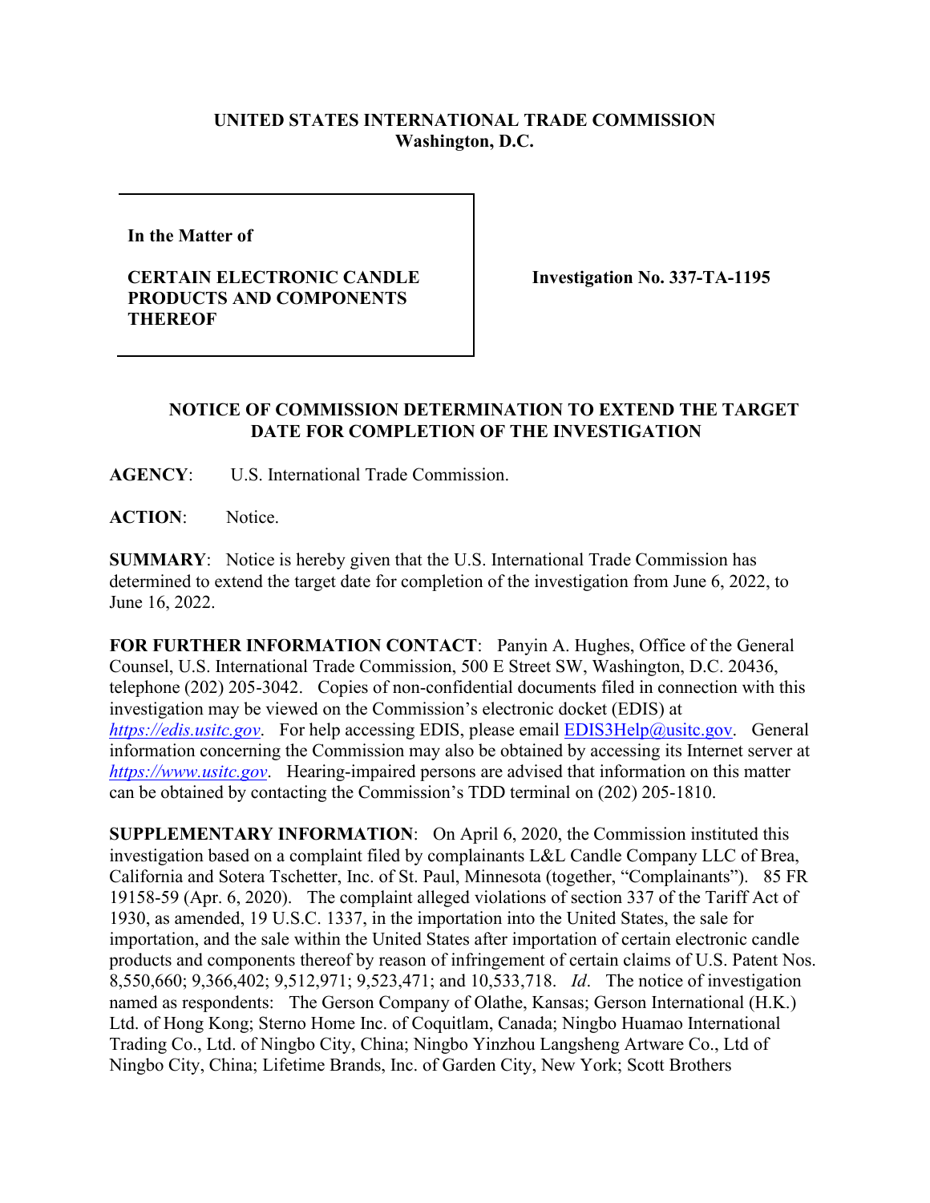**UNITED STATES INTERNATIONAL TRADE COMMISSION**
**Washington, D.C.**

| **In the Matter of**<br><br>**CERTAIN ELECTRONIC CANDLE PRODUCTS AND COMPONENTS THEREOF** | **Investigation No. 337-TA-1195** |
|---|---|

## NOTICE OF COMMISSION DETERMINATION TO EXTEND THE TARGET DATE FOR COMPLETION OF THE INVESTIGATION

**AGENCY**: U.S. International Trade Commission.

**ACTION**: Notice.

**SUMMARY**: Notice is hereby given that the U.S. International Trade Commission has determined to extend the target date for completion of the investigation from June 6, 2022, to June 16, 2022.

**FOR FURTHER INFORMATION CONTACT**: Panyin A. Hughes, Office of the General Counsel, U.S. International Trade Commission, 500 E Street SW, Washington, D.C. 20436, telephone (202) 205-3042. Copies of non-confidential documents filed in connection with this investigation may be viewed on the Commission's electronic docket (EDIS) at *https://edis.usitc.gov*. For help accessing EDIS, please email EDIS3Help@usitc.gov. General information concerning the Commission may also be obtained by accessing its Internet server at *https://www.usitc.gov*. Hearing-impaired persons are advised that information on this matter can be obtained by contacting the Commission's TDD terminal on (202) 205-1810.

**SUPPLEMENTARY INFORMATION**: On April 6, 2020, the Commission instituted this investigation based on a complaint filed by complainants L&L Candle Company LLC of Brea, California and Sotera Tschetter, Inc. of St. Paul, Minnesota (together, "Complainants"). 85 FR 19158-59 (Apr. 6, 2020). The complaint alleged violations of section 337 of the Tariff Act of 1930, as amended, 19 U.S.C. 1337, in the importation into the United States, the sale for importation, and the sale within the United States after importation of certain electronic candle products and components thereof by reason of infringement of certain claims of U.S. Patent Nos. 8,550,660; 9,366,402; 9,512,971; 9,523,471; and 10,533,718. *Id*. The notice of investigation named as respondents: The Gerson Company of Olathe, Kansas; Gerson International (H.K.) Ltd. of Hong Kong; Sterno Home Inc. of Coquitlam, Canada; Ningbo Huamao International Trading Co., Ltd. of Ningbo City, China; Ningbo Yinzhou Langsheng Artware Co., Ltd of Ningbo City, China; Lifetime Brands, Inc. of Garden City, New York; Scott Brothers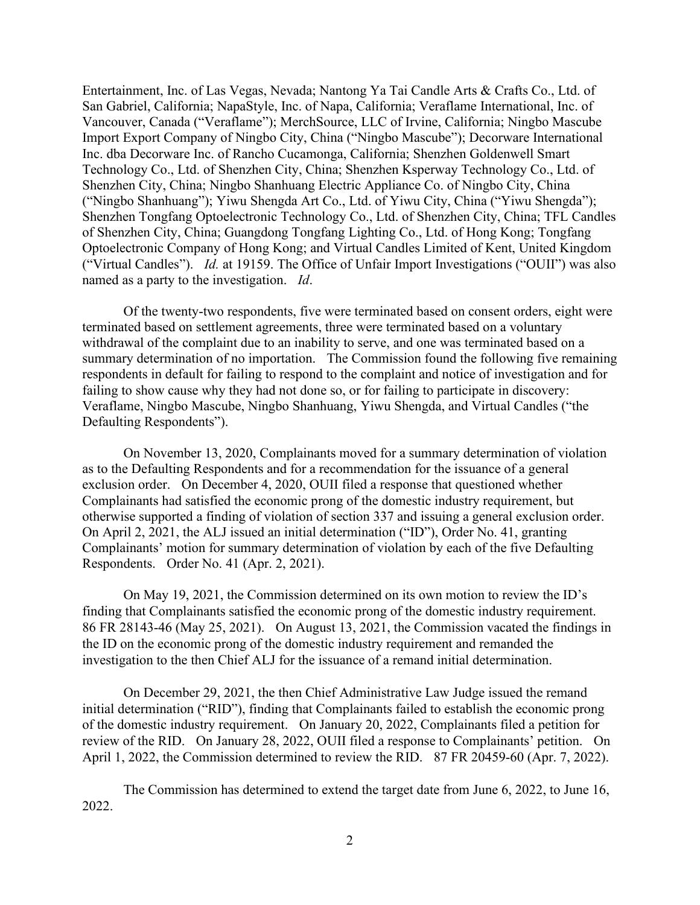Entertainment, Inc. of Las Vegas, Nevada; Nantong Ya Tai Candle Arts & Crafts Co., Ltd. of San Gabriel, California; NapaStyle, Inc. of Napa, California; Veraflame International, Inc. of Vancouver, Canada ("Veraflame"); MerchSource, LLC of Irvine, California; Ningbo Mascube Import Export Company of Ningbo City, China ("Ningbo Mascube"); Decorware International Inc. dba Decorware Inc. of Rancho Cucamonga, California; Shenzhen Goldenwell Smart Technology Co., Ltd. of Shenzhen City, China; Shenzhen Ksperway Technology Co., Ltd. of Shenzhen City, China; Ningbo Shanhuang Electric Appliance Co. of Ningbo City, China ("Ningbo Shanhuang"); Yiwu Shengda Art Co., Ltd. of Yiwu City, China ("Yiwu Shengda"); Shenzhen Tongfang Optoelectronic Technology Co., Ltd. of Shenzhen City, China; TFL Candles of Shenzhen City, China; Guangdong Tongfang Lighting Co., Ltd. of Hong Kong; Tongfang Optoelectronic Company of Hong Kong; and Virtual Candles Limited of Kent, United Kingdom ("Virtual Candles"). *Id.* at 19159. The Office of Unfair Import Investigations ("OUII") was also named as a party to the investigation. *Id*.

Of the twenty-two respondents, five were terminated based on consent orders, eight were terminated based on settlement agreements, three were terminated based on a voluntary withdrawal of the complaint due to an inability to serve, and one was terminated based on a summary determination of no importation. The Commission found the following five remaining respondents in default for failing to respond to the complaint and notice of investigation and for failing to show cause why they had not done so, or for failing to participate in discovery: Veraflame, Ningbo Mascube, Ningbo Shanhuang, Yiwu Shengda, and Virtual Candles ("the Defaulting Respondents").

On November 13, 2020, Complainants moved for a summary determination of violation as to the Defaulting Respondents and for a recommendation for the issuance of a general exclusion order. On December 4, 2020, OUII filed a response that questioned whether Complainants had satisfied the economic prong of the domestic industry requirement, but otherwise supported a finding of violation of section 337 and issuing a general exclusion order. On April 2, 2021, the ALJ issued an initial determination ("ID"), Order No. 41, granting Complainants' motion for summary determination of violation by each of the five Defaulting Respondents. Order No. 41 (Apr. 2, 2021).

On May 19, 2021, the Commission determined on its own motion to review the ID's finding that Complainants satisfied the economic prong of the domestic industry requirement. 86 FR 28143-46 (May 25, 2021). On August 13, 2021, the Commission vacated the findings in the ID on the economic prong of the domestic industry requirement and remanded the investigation to the then Chief ALJ for the issuance of a remand initial determination.

On December 29, 2021, the then Chief Administrative Law Judge issued the remand initial determination ("RID"), finding that Complainants failed to establish the economic prong of the domestic industry requirement. On January 20, 2022, Complainants filed a petition for review of the RID. On January 28, 2022, OUII filed a response to Complainants' petition. On April 1, 2022, the Commission determined to review the RID. 87 FR 20459-60 (Apr. 7, 2022).

The Commission has determined to extend the target date from June 6, 2022, to June 16, 2022.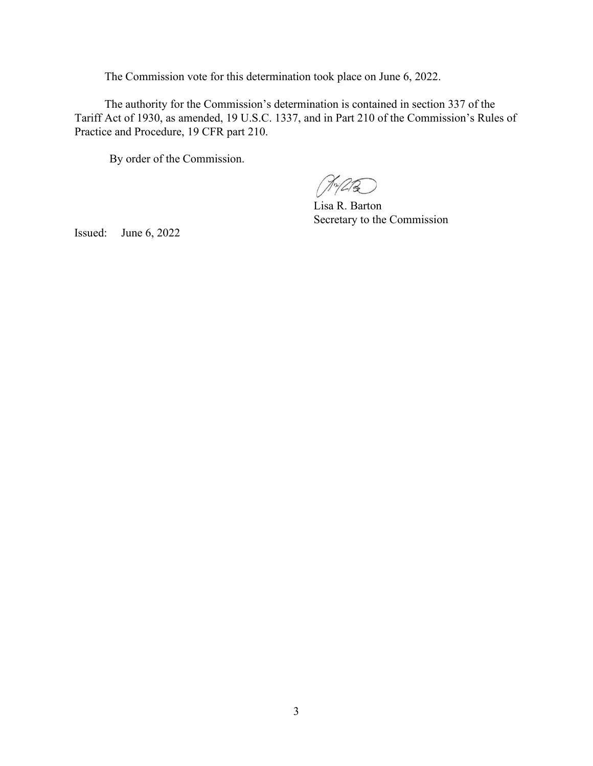The Commission vote for this determination took place on June 6, 2022.

The authority for the Commission's determination is contained in section 337 of the Tariff Act of 1930, as amended, 19 U.S.C. 1337, and in Part 210 of the Commission's Rules of Practice and Procedure, 19 CFR part 210.

By order of the Commission.

Lisa R. Barton
Secretary to the Commission

Issued: June 6, 2022